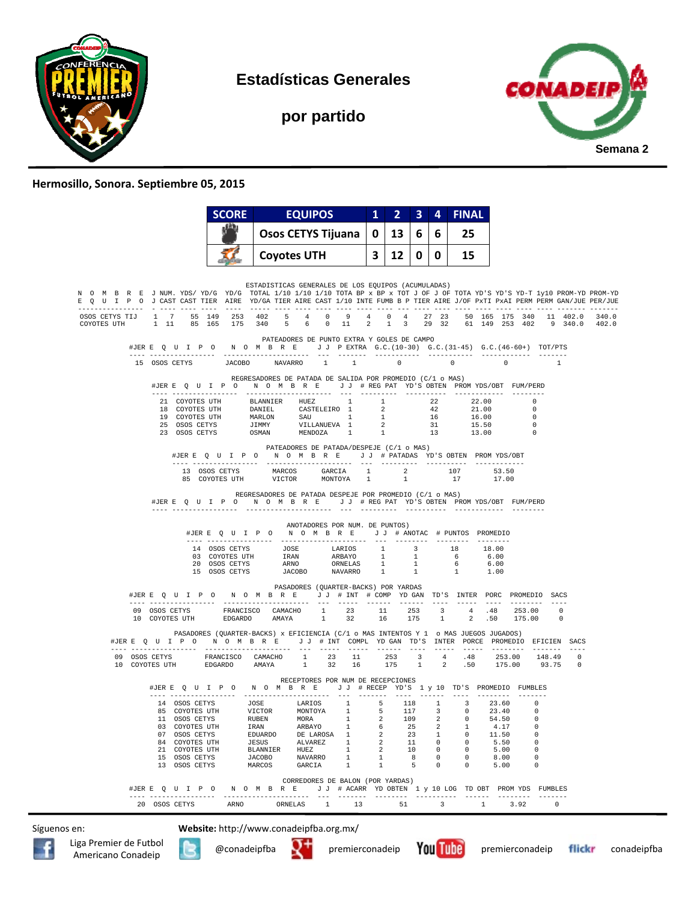# Estadísticas Generales

## por partido

Semana 2

**Hermosillo, Sonora. Septiembre 05, 2015**

| SCORE | EQUIPOS | 1 | 2 | 3 | 4 | FINAL |
|---|---|---|---|---|---|---|
| | Osos CETYS Tijuana | 0 | 13 | 6 | 6 | 25 |
| | Coyotes UTH | 3 | 12 | 0 | 0 | 15 |

### ESTADISTICAS GENERALES DE LOS EQUIPOS (ACUMULADAS)

| NOMBRE EQUIPO | J J | NUM. CAST | YDS/ CAST | YD/G TIER | YD/G AIRE | TOTAL YD/GA | 1/10 TIER | 1/10 AIRE | 1/10 CAST | TOTA 1/10 | BP x INTE | BP x FUMB | TOT B P | J OF TIER | J OF AIRE | TOTA J/OF | YD'S PxTI | YD'S PxAI | YD-T PERM | 1y10 PERM | PROM-YD GAN/JUE | PROM-YD PER/JUE |
|---|---|---|---|---|---|---|---|---|---|---|---|---|---|---|---|---|---|---|---|---|---|---|
| OSOS CETYS TIJ | 1 | 7 | 55 | 149 | 253 | 402 | 5 | 4 | 0 | 9 | 4 | 0 | 4 | 27 | 23 | 50 | 165 | 175 | 340 | 11 | 402.0 | 340.0 |
| COYOTES UTH | 1 | 11 | 85 | 165 | 175 | 340 | 5 | 6 | 0 | 11 | 2 | 1 | 3 | 29 | 32 | 61 | 149 | 253 | 402 | 9 | 340.0 | 402.0 |

### PATEADORES DE PUNTO EXTRA Y GOLES DE CAMPO

| #JER | EQUIPO | NOMBRE | | J J | P EXTRA | G.C.(10-30) | G.C.(31-45) | G.C.(46-60+) | TOT/PTS |
|---|---|---|---|---|---|---|---|---|---|
| 15 | OSOS CETYS | JACOBO | NAVARRO | 1 | 1 | 0 | 0 | 0 | 1 |

### REGRESADORES DE PATADA DE SALIDA POR PROMEDIO (C/1 o MAS)

| #JER | EQUIPO | NOMBRE | | J J | # REG PAT | YD'S OBTEN | PROM YDS/OBT | FUM/PERD |
|---|---|---|---|---|---|---|---|---|
| 21 | COYOTES UTH | BLANNIER | HUEZ | 1 | 1 | 22 | 22.00 | 0 |
| 18 | COYOTES UTH | DANIEL | CASTELEIRO | 1 | 2 | 42 | 21.00 | 0 |
| 19 | COYOTES UTH | MARLON | SAU | 1 | 1 | 16 | 16.00 | 0 |
| 25 | OSOS CETYS | JIMMY | VILLANUEVA | 1 | 2 | 31 | 15.50 | 0 |
| 23 | OSOS CETYS | OSMAN | MENDOZA | 1 | 1 | 13 | 13.00 | 0 |

### PATEADORES DE PATADA/DESPEJE (C/1 o MAS)

| #JER | EQUIPO | NOMBRE | | J J | # PATADAS | YD'S OBTEN | PROM YDS/OBT |
|---|---|---|---|---|---|---|---|
| 13 | OSOS CETYS | MARCOS | GARCIA | 1 | 2 | 107 | 53.50 |
| 85 | COYOTES UTH | VICTOR | MONTOYA | 1 | 1 | 17 | 17.00 |

### REGRESADORES DE PATADA DESPEJE POR PROMEDIO (C/1 o MAS)

| #JER | EQUIPO | NOMBRE | J J | # REG PAT | YD'S OBTEN | PROM YDS/OBT | FUM/PERD |
|---|---|---|---|---|---|---|---|

### ANOTADORES POR NUM. DE PUNTOS)

| #JER | EQUIPO | NOMBRE | | J J | # ANOTAC | # PUNTOS | PROMEDIO |
|---|---|---|---|---|---|---|---|
| 14 | OSOS CETYS | JOSE | LARIOS | 1 | 3 | 18 | 18.00 |
| 03 | COYOTES UTH | IRAN | ARBAYO | 1 | 1 | 6 | 6.00 |
| 20 | OSOS CETYS | ARNO | ORNELAS | 1 | 1 | 6 | 6.00 |
| 15 | OSOS CETYS | JACOBO | NAVARRO | 1 | 1 | 1 | 1.00 |

### PASADORES (QUARTER-BACKS) POR YARDAS

| #JER | EQUIPO | NOMBRE | | J J | # INT | # COMP | YD GAN | TD'S | INTER | PORC | PROMEDIO | SACS |
|---|---|---|---|---|---|---|---|---|---|---|---|---|
| 09 | OSOS CETYS | FRANCISCO | CAMACHO | 1 | 23 | 11 | 253 | 3 | 4 | .48 | 253.00 | 0 |
| 10 | COYOTES UTH | EDGARDO | AMAYA | 1 | 32 | 16 | 175 | 1 | 2 | .50 | 175.00 | 0 |

### PASADORES (QUARTER-BACKS) x EFICIENCIA (C/1 o MAS INTENTOS Y 1 o MAS JUEGOS JUGADOS)

| #JER | EQUIPO | NOMBRE | | J J | # INT | COMPL | YD GAN | TD'S | INTER | PORCE | PROMEDIO | EFICIEN | SACS |
|---|---|---|---|---|---|---|---|---|---|---|---|---|---|
| 09 | OSOS CETYS | FRANCISCO | CAMACHO | 1 | 23 | 11 | 253 | 3 | 4 | .48 | 253.00 | 148.49 | 0 |
| 10 | COYOTES UTH | EDGARDO | AMAYA | 1 | 32 | 16 | 175 | 1 | 2 | .50 | 175.00 | 93.75 | 0 |

### RECEPTORES POR NUM DE RECEPCIONES

| #JER | EQUIPO | NOMBRE | | J J | # RECEP | YD'S | 1 y 10 | TD'S | PROMEDIO | FUMBLES |
|---|---|---|---|---|---|---|---|---|---|---|
| 14 | OSOS CETYS | JOSE | LARIOS | 1 | 5 | 118 | 1 | 3 | 23.60 | 0 |
| 85 | COYOTES UTH | VICTOR | MONTOYA | 1 | 5 | 117 | 3 | 0 | 23.40 | 0 |
| 11 | OSOS CETYS | RUBEN | MORA | 1 | 2 | 109 | 2 | 0 | 54.50 | 0 |
| 03 | COYOTES UTH | IRAN | ARBAYO | 1 | 6 | 25 | 2 | 1 | 4.17 | 0 |
| 07 | OSOS CETYS | EDUARDO | DE LAROSA | 1 | 2 | 23 | 1 | 0 | 11.50 | 0 |
| 84 | COYOTES UTH | JESUS | ALVAREZ | 1 | 2 | 11 | 0 | 0 | 5.50 | 0 |
| 21 | COYOTES UTH | BLANNIER | HUEZ | 1 | 2 | 10 | 0 | 0 | 5.00 | 0 |
| 15 | OSOS CETYS | JACOBO | NAVARRO | 1 | 1 | 8 | 0 | 0 | 8.00 | 0 |
| 13 | OSOS CETYS | MARCOS | GARCIA | 1 | 1 | 5 | 0 | 0 | 5.00 | 0 |

### CORREDORES DE BALON (POR YARDAS)

| #JER | EQUIPO | NOMBRE | | J J | # ACARR | YD OBTEN | 1 y 10 LOG | TD OBT | PROM YDS | FUMBLES |
|---|---|---|---|---|---|---|---|---|---|---|
| 20 | OSOS CETYS | ARNO | ORNELAS | 1 | 13 | 51 | 3 | 1 | 3.92 | 0 |

Síguenos en: **Website:** http://www.conadeipfba.org.mx/

Liga Premier de Futbol Americano Conadeip | @conadeipfba | premierconadeip | premierconadeip | conadeipfba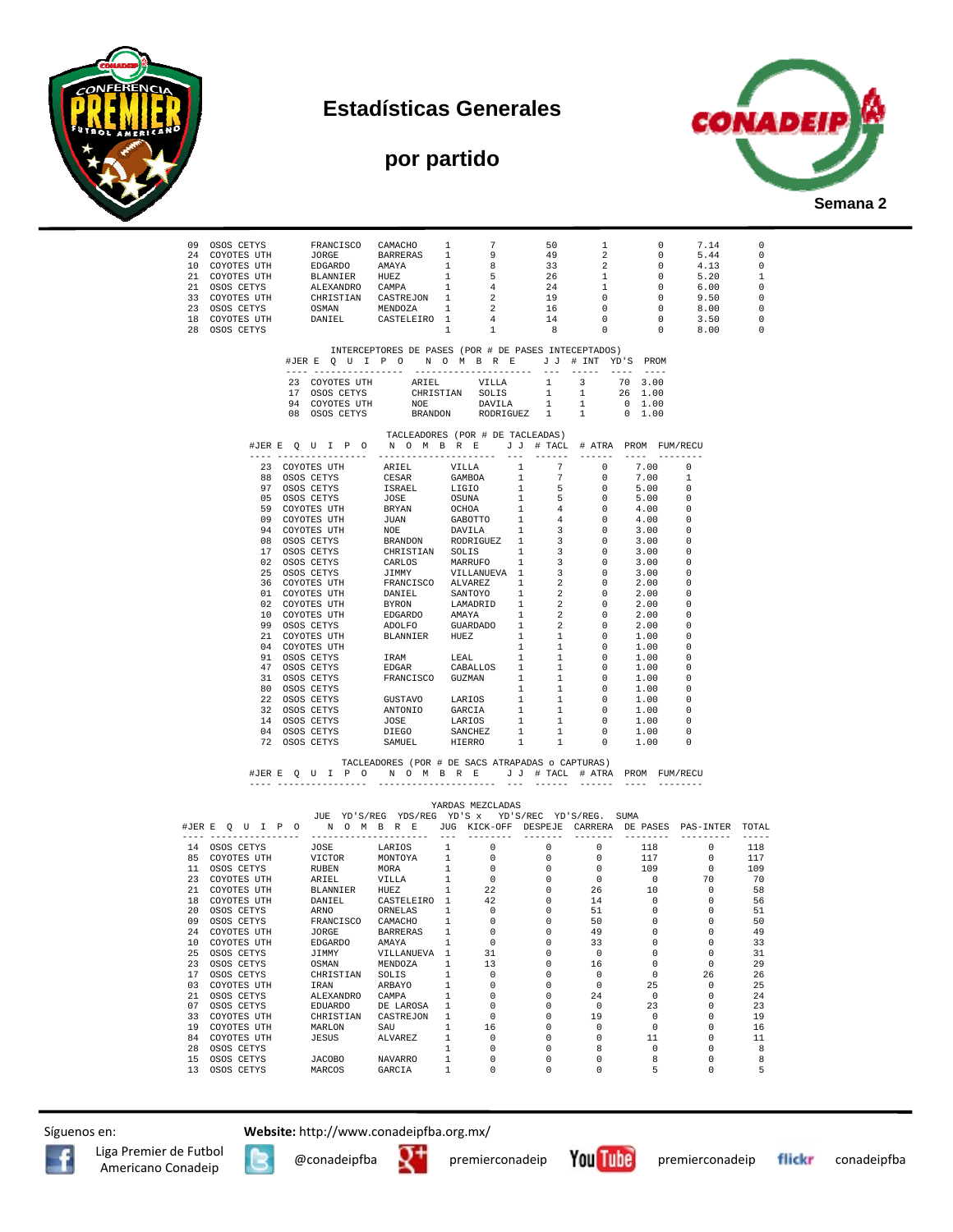# Estadísticas Generales

## por partido

**Semana 2**

| | | | | | | | | | | |
|---|---|---|---|---|---|---|---|---|---|---|
| 09 | OSOS CETYS | FRANCISCO | CAMACHO | 1 | 7 | 50 | 1 | 0 | 7.14 | 0 |
| 24 | COYOTES UTH | JORGE | BARRERAS | 1 | 9 | 49 | 2 | 0 | 5.44 | 0 |
| 10 | COYOTES UTH | EDGARDO | AMAYA | 1 | 8 | 33 | 2 | 0 | 4.13 | 0 |
| 21 | COYOTES UTH | BLANNIER | HUEZ | 1 | 5 | 26 | 1 | 0 | 5.20 | 1 |
| 21 | OSOS CETYS | ALEXANDRO | CAMPA | 1 | 4 | 24 | 1 | 0 | 6.00 | 0 |
| 33 | COYOTES UTH | CHRISTIAN | CASTREJON | 1 | 2 | 19 | 0 | 0 | 9.50 | 0 |
| 23 | OSOS CETYS | OSMAN | MENDOZA | 1 | 2 | 16 | 0 | 0 | 8.00 | 0 |
| 18 | COYOTES UTH | DANIEL | CASTELEIRO | 1 | 4 | 14 | 0 | 0 | 3.50 | 0 |
| 28 | OSOS CETYS | | | 1 | 1 | 8 | 0 | 0 | 8.00 | 0 |

INTERCEPTORES DE PASES (POR # DE PASES INTECEPTADOS)

| #JER | E Q U I P O | N O M B R E | | J J | # INT | YD'S | PROM |
|---|---|---|---|---|---|---|---|
| 23 | COYOTES UTH | ARIEL | VILLA | 1 | 3 | 70 | 3.00 |
| 17 | OSOS CETYS | CHRISTIAN | SOLIS | 1 | 1 | 26 | 1.00 |
| 94 | COYOTES UTH | NOE | DAVILA | 1 | 1 | 0 | 1.00 |
| 08 | OSOS CETYS | BRANDON | RODRIGUEZ | 1 | 1 | 0 | 1.00 |

TACLEADORES (POR # DE TACLEADAS)

| #JER | E Q U I P O | N O M B R E | | J J | # TACL | # ATRA | PROM | FUM/RECU |
|---|---|---|---|---|---|---|---|---|
| 23 | COYOTES UTH | ARIEL | VILLA | 1 | 7 | 0 | 7.00 | 0 |
| 88 | OSOS CETYS | CESAR | GAMBOA | 1 | 7 | 0 | 7.00 | 1 |
| 97 | OSOS CETYS | ISRAEL | LIGIO | 1 | 5 | 0 | 5.00 | 0 |
| 05 | OSOS CETYS | JOSE | OSUNA | 1 | 5 | 0 | 5.00 | 0 |
| 59 | COYOTES UTH | BRYAN | OCHOA | 1 | 4 | 0 | 4.00 | 0 |
| 09 | COYOTES UTH | JUAN | GABOTTO | 1 | 4 | 0 | 4.00 | 0 |
| 94 | COYOTES UTH | NOE | DAVILA | 1 | 3 | 0 | 3.00 | 0 |
| 08 | OSOS CETYS | BRANDON | RODRIGUEZ | 1 | 3 | 0 | 3.00 | 0 |
| 17 | OSOS CETYS | CHRISTIAN | SOLIS | 1 | 3 | 0 | 3.00 | 0 |
| 02 | OSOS CETYS | CARLOS | MARRUFO | 1 | 3 | 0 | 3.00 | 0 |
| 25 | OSOS CETYS | JIMMY | VILLANUEVA | 1 | 3 | 0 | 3.00 | 0 |
| 36 | COYOTES UTH | FRANCISCO | ALVAREZ | 1 | 2 | 0 | 2.00 | 0 |
| 01 | COYOTES UTH | DANIEL | SANTOYO | 1 | 2 | 0 | 2.00 | 0 |
| 02 | COYOTES UTH | BYRON | LAMADRID | 1 | 2 | 0 | 2.00 | 0 |
| 10 | COYOTES UTH | EDGARDO | AMAYA | 1 | 2 | 0 | 2.00 | 0 |
| 99 | OSOS CETYS | ADOLFO | GUARDADO | 1 | 2 | 0 | 2.00 | 0 |
| 21 | COYOTES UTH | BLANNIER | HUEZ | 1 | 1 | 0 | 1.00 | 0 |
| 04 | COYOTES UTH | | | 1 | 1 | 0 | 1.00 | 0 |
| 91 | OSOS CETYS | IRAM | LEAL | 1 | 1 | 0 | 1.00 | 0 |
| 47 | OSOS CETYS | EDGAR | CABALLOS | 1 | 1 | 0 | 1.00 | 0 |
| 31 | OSOS CETYS | FRANCISCO | GUZMAN | 1 | 1 | 0 | 1.00 | 0 |
| 80 | OSOS CETYS | | | 1 | 1 | 0 | 1.00 | 0 |
| 22 | OSOS CETYS | GUSTAVO | LARIOS | 1 | 1 | 0 | 1.00 | 0 |
| 32 | OSOS CETYS | ANTONIO | GARCIA | 1 | 1 | 0 | 1.00 | 0 |
| 14 | OSOS CETYS | JOSE | LARIOS | 1 | 1 | 0 | 1.00 | 0 |
| 04 | OSOS CETYS | DIEGO | SANCHEZ | 1 | 1 | 0 | 1.00 | 0 |
| 72 | OSOS CETYS | SAMUEL | HIERRO | 1 | 1 | 0 | 1.00 | 0 |

TACLEADORES (POR # DE SACS ATRAPADAS o CAPTURAS)

| #JER | E Q U I P O | N O M B R E | J J | # TACL | # ATRA | PROM | FUM/RECU |
|---|---|---|---|---|---|---|---|

YARDAS MEZCLADAS

| #JER | E Q U I P O | N O M B R E | | JUE JUG | YD'S/REG KICK-OFF | YDS/REG DESPEJE | YD'S x CARRERA | YD'S/REC DE PASES | YD'S/REG. PAS-INTER | SUMA TOTAL |
|---|---|---|---|---|---|---|---|---|---|---|
| 14 | OSOS CETYS | JOSE | LARIOS | 1 | 0 | 0 | 0 | 118 | 0 | 118 |
| 85 | COYOTES UTH | VICTOR | MONTOYA | 1 | 0 | 0 | 0 | 117 | 0 | 117 |
| 11 | OSOS CETYS | RUBEN | MORA | 1 | 0 | 0 | 0 | 109 | 0 | 109 |
| 23 | COYOTES UTH | ARIEL | VILLA | 1 | 0 | 0 | 0 | 0 | 70 | 70 |
| 21 | COYOTES UTH | BLANNIER | HUEZ | 1 | 22 | 0 | 26 | 10 | 0 | 58 |
| 18 | COYOTES UTH | DANIEL | CASTELEIRO | 1 | 42 | 0 | 14 | 0 | 0 | 56 |
| 20 | OSOS CETYS | ARNO | ORNELAS | 1 | 0 | 0 | 51 | 0 | 0 | 51 |
| 09 | OSOS CETYS | FRANCISCO | CAMACHO | 1 | 0 | 0 | 50 | 0 | 0 | 50 |
| 24 | COYOTES UTH | JORGE | BARRERAS | 1 | 0 | 0 | 49 | 0 | 0 | 49 |
| 10 | COYOTES UTH | EDGARDO | AMAYA | 1 | 0 | 0 | 33 | 0 | 0 | 33 |
| 25 | OSOS CETYS | JIMMY | VILLANUEVA | 1 | 31 | 0 | 0 | 0 | 0 | 31 |
| 23 | OSOS CETYS | OSMAN | MENDOZA | 1 | 13 | 0 | 16 | 0 | 0 | 29 |
| 17 | OSOS CETYS | CHRISTIAN | SOLIS | 1 | 0 | 0 | 0 | 0 | 26 | 26 |
| 03 | COYOTES UTH | IRAN | ARBAYO | 1 | 0 | 0 | 0 | 25 | 0 | 25 |
| 21 | OSOS CETYS | ALEXANDRO | CAMPA | 1 | 0 | 0 | 24 | 0 | 0 | 24 |
| 07 | OSOS CETYS | EDUARDO | DE LAROSA | 1 | 0 | 0 | 0 | 23 | 0 | 23 |
| 33 | COYOTES UTH | CHRISTIAN | CASTREJON | 1 | 0 | 0 | 19 | 0 | 0 | 19 |
| 19 | COYOTES UTH | MARLON | SAU | 1 | 16 | 0 | 0 | 0 | 0 | 16 |
| 84 | COYOTES UTH | JESUS | ALVAREZ | 1 | 0 | 0 | 0 | 11 | 0 | 11 |
| 28 | OSOS CETYS | | | 1 | 0 | 0 | 8 | 0 | 0 | 8 |
| 15 | OSOS CETYS | JACOBO | NAVARRO | 1 | 0 | 0 | 0 | 8 | 0 | 8 |
| 13 | OSOS CETYS | MARCOS | GARCIA | 1 | 0 | 0 | 0 | 5 | 0 | 5 |

Síguenos en: **Website:** http://www.conadeipfba.org.mx/

Liga Premier de Futbol Americano Conadeip | @conadeipfba | premierconadeip | premierconadeip | conadeipfba